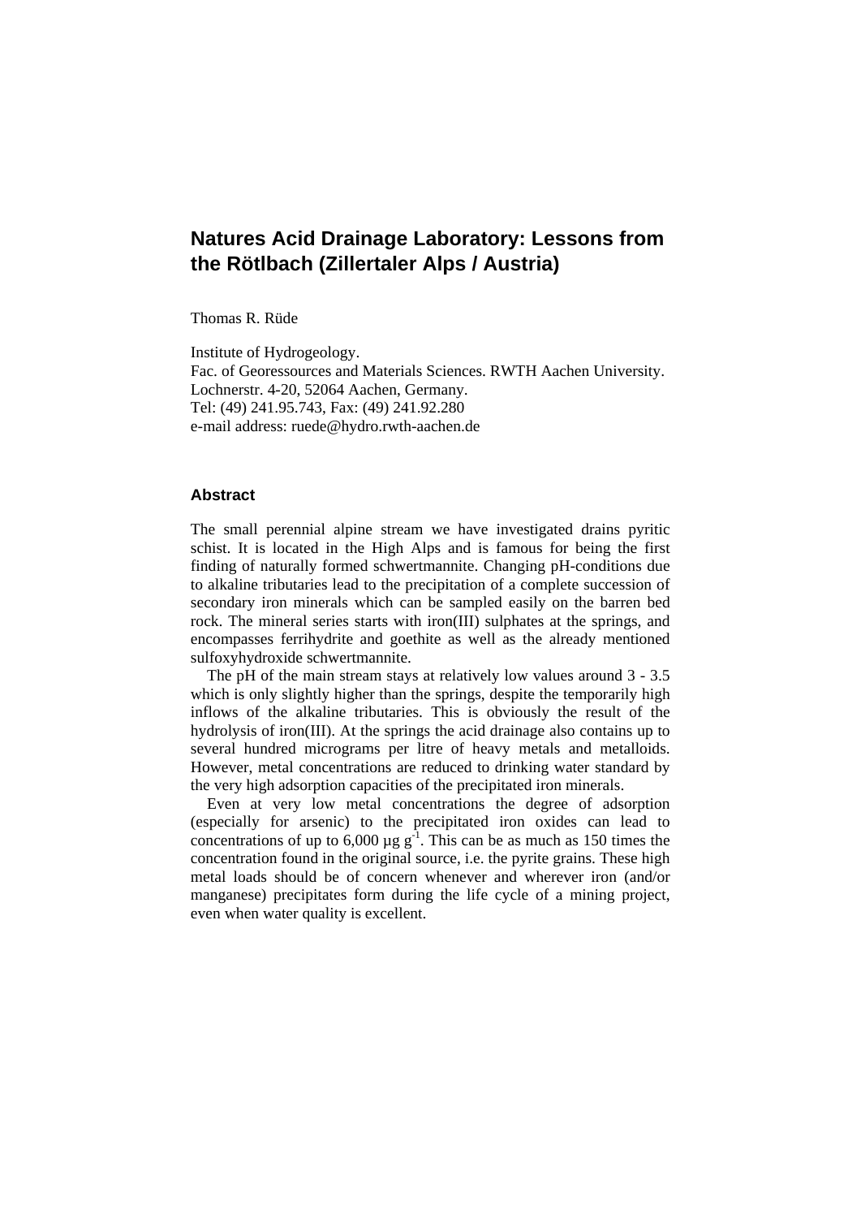# Natures Acid Drainage Laboratory: Lessons from the Rötlbach (Zillertaler Alps / Austria)

Thomas R. Rüde

Institute of Hydrogeology.
Fac. of Georessources and Materials Sciences. RWTH Aachen University.
Lochnerstr. 4-20, 52064 Aachen, Germany.
Tel: (49) 241.95.743, Fax: (49) 241.92.280
e-mail address: ruede@hydro.rwth-aachen.de

## Abstract

The small perennial alpine stream we have investigated drains pyritic schist. It is located in the High Alps and is famous for being the first finding of naturally formed schwertmannite. Changing pH-conditions due to alkaline tributaries lead to the precipitation of a complete succession of secondary iron minerals which can be sampled easily on the barren bed rock. The mineral series starts with iron(III) sulphates at the springs, and encompasses ferrihydrite and goethite as well as the already mentioned sulfoxyhydroxide schwertmannite.

The pH of the main stream stays at relatively low values around 3 - 3.5 which is only slightly higher than the springs, despite the temporarily high inflows of the alkaline tributaries. This is obviously the result of the hydrolysis of iron(III). At the springs the acid drainage also contains up to several hundred micrograms per litre of heavy metals and metalloids. However, metal concentrations are reduced to drinking water standard by the very high adsorption capacities of the precipitated iron minerals.

Even at very low metal concentrations the degree of adsorption (especially for arsenic) to the precipitated iron oxides can lead to concentrations of up to 6,000 µg $g^{-1}$. This can be as much as 150 times the concentration found in the original source, i.e. the pyrite grains. These high metal loads should be of concern whenever and wherever iron (and/or manganese) precipitates form during the life cycle of a mining project, even when water quality is excellent.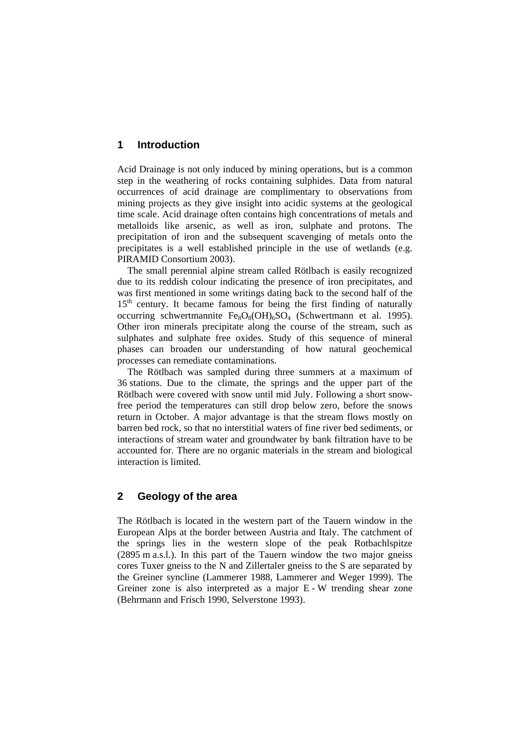## 1 Introduction

Acid Drainage is not only induced by mining operations, but is a common step in the weathering of rocks containing sulphides. Data from natural occurrences of acid drainage are complimentary to observations from mining projects as they give insight into acidic systems at the geological time scale. Acid drainage often contains high concentrations of metals and metalloids like arsenic, as well as iron, sulphate and protons. The precipitation of iron and the subsequent scavenging of metals onto the precipitates is a well established principle in the use of wetlands (e.g. PIRAMID Consortium 2003).

The small perennial alpine stream called Rötlbach is easily recognized due to its reddish colour indicating the presence of iron precipitates, and was first mentioned in some writings dating back to the second half of the 15th century. It became famous for being the first finding of naturally occurring schwertmannite $Fe_8O_8(OH)_6SO_4$ (Schwertmann et al. 1995). Other iron minerals precipitate along the course of the stream, such as sulphates and sulphate free oxides. Study of this sequence of mineral phases can broaden our understanding of how natural geochemical processes can remediate contaminations.

The Rötlbach was sampled during three summers at a maximum of 36 stations. Due to the climate, the springs and the upper part of the Rötlbach were covered with snow until mid July. Following a short snow-free period the temperatures can still drop below zero, before the snows return in October. A major advantage is that the stream flows mostly on barren bed rock, so that no interstitial waters of fine river bed sediments, or interactions of stream water and groundwater by bank filtration have to be accounted for. There are no organic materials in the stream and biological interaction is limited.

## 2 Geology of the area

The Rötlbach is located in the western part of the Tauern window in the European Alps at the border between Austria and Italy. The catchment of the springs lies in the western slope of the peak Rotbachlspitze (2895 m a.s.l.). In this part of the Tauern window the two major gneiss cores Tuxer gneiss to the N and Zillertaler gneiss to the S are separated by the Greiner syncline (Lammerer 1988, Lammerer and Weger 1999). The Greiner zone is also interpreted as a major E - W trending shear zone (Behrmann and Frisch 1990, Selverstone 1993).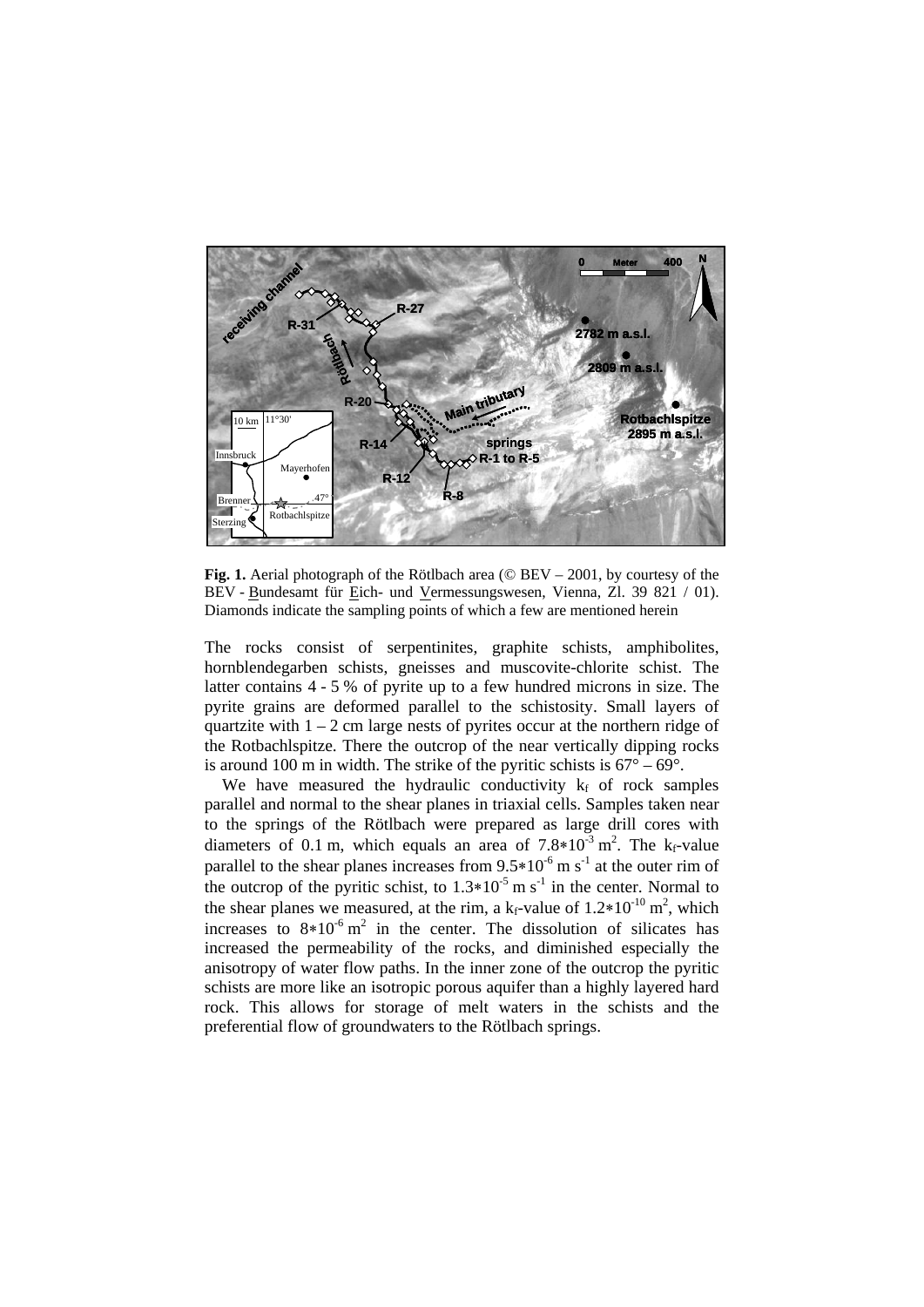**Fig. 1.** Aerial photograph of the Rötlbach area (© BEV – 2001, by courtesy of the BEV - Bundesamt für Eich- und Vermessungswesen, Vienna, Zl. 39 821 / 01). Diamonds indicate the sampling points of which a few are mentioned herein

The rocks consist of serpentinites, graphite schists, amphibolites, hornblendegarben schists, gneisses and muscovite-chlorite schist. The latter contains 4 - 5 % of pyrite up to a few hundred microns in size. The pyrite grains are deformed parallel to the schistosity. Small layers of quartzite with 1 – 2 cm large nests of pyrites occur at the northern ridge of the Rotbachlspitze. There the outcrop of the near vertically dipping rocks is around 100 m in width. The strike of the pyritic schists is 67° – 69°.

We have measured the hydraulic conductivity $k_f$ of rock samples parallel and normal to the shear planes in triaxial cells. Samples taken near to the springs of the Rötlbach were prepared as large drill cores with diameters of 0.1 m, which equals an area of $7.8*10^{-3}$ m$^2$. The $k_f$-value parallel to the shear planes increases from $9.5*10^{-6}$ m s$^{-1}$ at the outer rim of the outcrop of the pyritic schist, to $1.3*10^{-5}$ m s$^{-1}$ in the center. Normal to the shear planes we measured, at the rim, a $k_f$-value of $1.2*10^{-10}$ m$^2$, which increases to $8*10^{-6}$ m$^2$ in the center. The dissolution of silicates has increased the permeability of the rocks, and diminished especially the anisotropy of water flow paths. In the inner zone of the outcrop the pyritic schists are more like an isotropic porous aquifer than a highly layered hard rock. This allows for storage of melt waters in the schists and the preferential flow of groundwaters to the Rötlbach springs.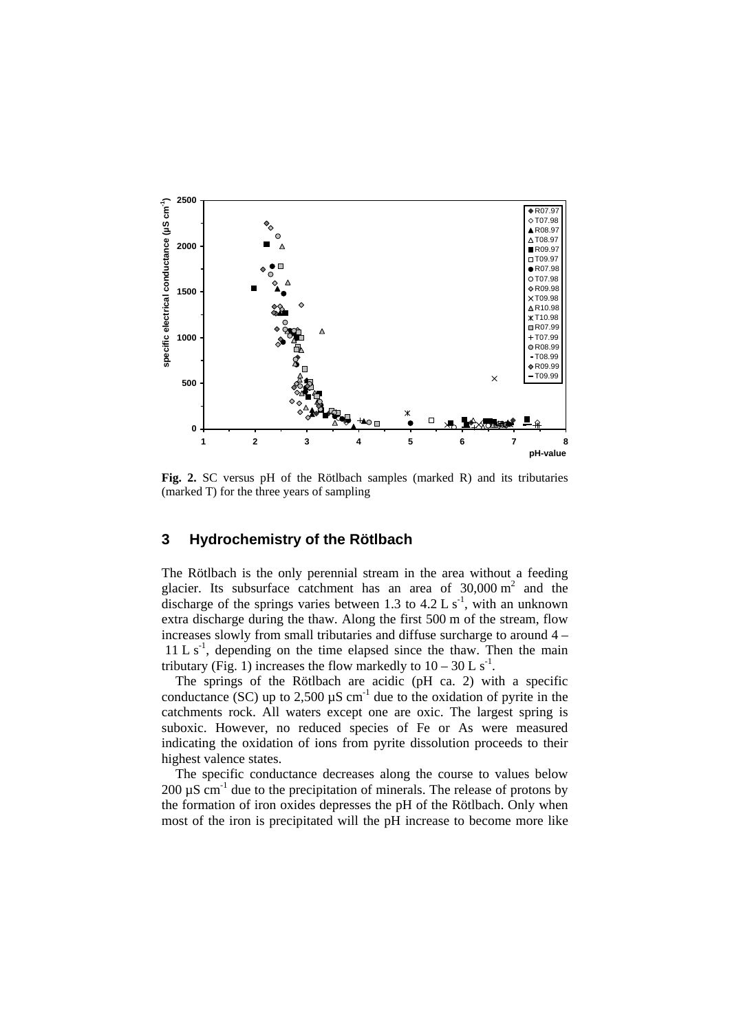**Fig. 2.** SC versus pH of the Rötlbach samples (marked R) and its tributaries (marked T) for the three years of sampling

## 3 Hydrochemistry of the Rötlbach

The Rötlbach is the only perennial stream in the area without a feeding glacier. Its subsurface catchment has an area of $30{,}000\ m^2$ and the discharge of the springs varies between 1.3 to $4.2\ L\ s^{-1}$, with an unknown extra discharge during the thaw. Along the first 500 m of the stream, flow increases slowly from small tributaries and diffuse surcharge to around 4 – $11\ L\ s^{-1}$, depending on the time elapsed since the thaw. Then the main tributary (Fig. 1) increases the flow markedly to $10 – 30\ L\ s^{-1}$.

The springs of the Rötlbach are acidic (pH ca. 2) with a specific conductance (SC) up to $2{,}500\ \mu S\ cm^{-1}$ due to the oxidation of pyrite in the catchments rock. All waters except one are oxic. The largest spring is suboxic. However, no reduced species of Fe or As were measured indicating the oxidation of ions from pyrite dissolution proceeds to their highest valence states.

The specific conductance decreases along the course to values below $200\ \mu S\ cm^{-1}$ due to the precipitation of minerals. The release of protons by the formation of iron oxides depresses the pH of the Rötlbach. Only when most of the iron is precipitated will the pH increase to become more like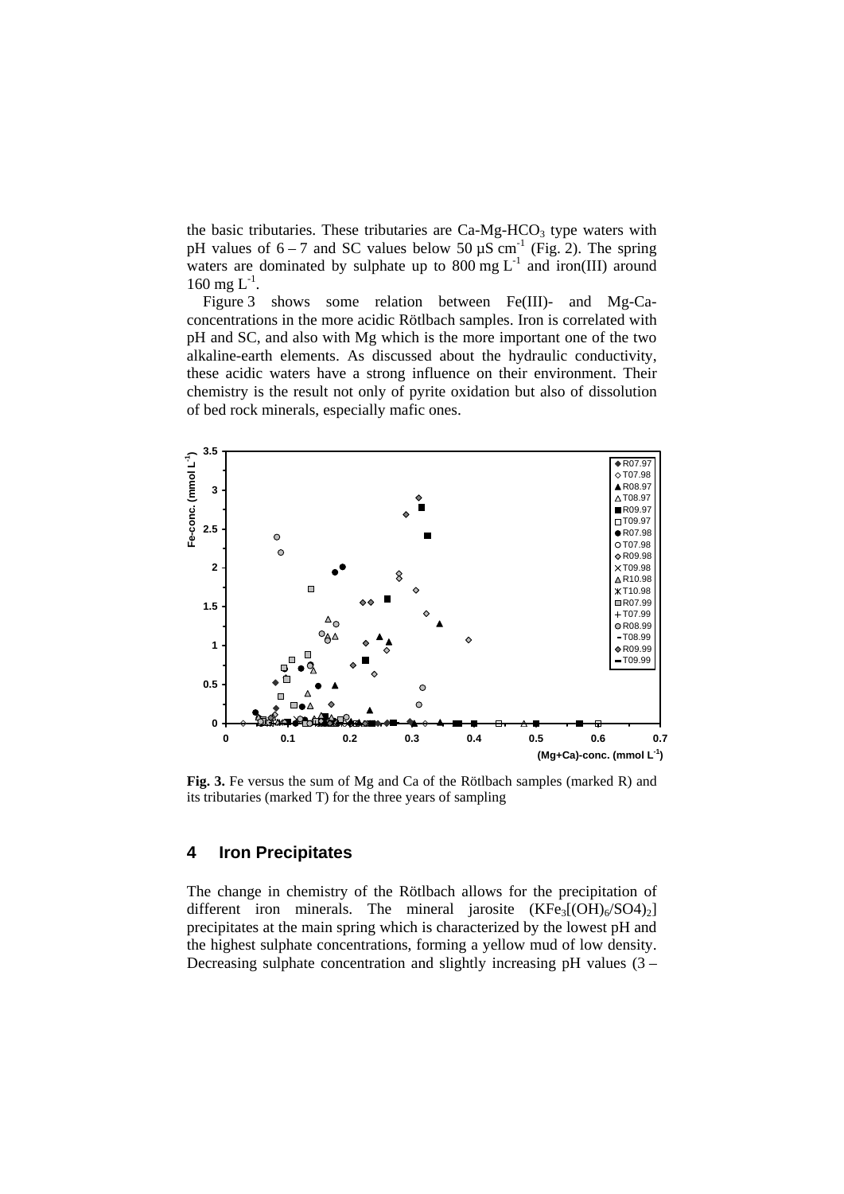the basic tributaries. These tributaries are Ca-Mg-$HCO_3$ type waters with pH values of 6 – 7 and SC values below 50 µS $cm^{-1}$ (Fig. 2). The spring waters are dominated by sulphate up to 800 mg $L^{-1}$ and iron(III) around 160 mg $L^{-1}$.

Figure 3 shows some relation between Fe(III)- and Mg-Ca-concentrations in the more acidic Rötlbach samples. Iron is correlated with pH and SC, and also with Mg which is the more important one of the two alkaline-earth elements. As discussed about the hydraulic conductivity, these acidic waters have a strong influence on their environment. Their chemistry is the result not only of pyrite oxidation but also of dissolution of bed rock minerals, especially mafic ones.

**Fig. 3.** Fe versus the sum of Mg and Ca of the Rötlbach samples (marked R) and its tributaries (marked T) for the three years of sampling

## 4 Iron Precipitates

The change in chemistry of the Rötlbach allows for the precipitation of different iron minerals. The mineral jarosite ($KFe_3[(OH)_6/SO4)_2]$) precipitates at the main spring which is characterized by the lowest pH and the highest sulphate concentrations, forming a yellow mud of low density. Decreasing sulphate concentration and slightly increasing pH values (3 –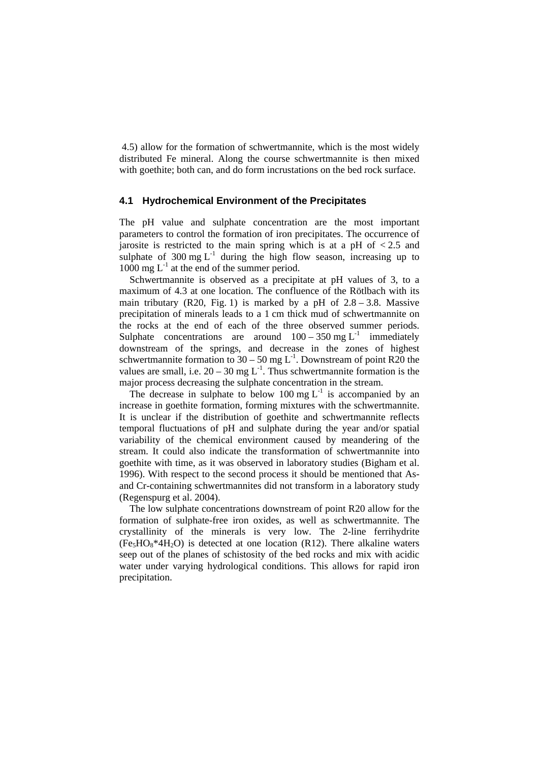4.5) allow for the formation of schwertmannite, which is the most widely distributed Fe mineral. Along the course schwertmannite is then mixed with goethite; both can, and do form incrustations on the bed rock surface.

### 4.1 Hydrochemical Environment of the Precipitates

The pH value and sulphate concentration are the most important parameters to control the formation of iron precipitates. The occurrence of jarosite is restricted to the main spring which is at a pH of < 2.5 and sulphate of 300 mg $L^{-1}$ during the high flow season, increasing up to 1000 mg $L^{-1}$ at the end of the summer period.

Schwertmannite is observed as a precipitate at pH values of 3, to a maximum of 4.3 at one location. The confluence of the Rötlbach with its main tributary (R20, Fig. 1) is marked by a pH of 2.8 – 3.8. Massive precipitation of minerals leads to a 1 cm thick mud of schwertmannite on the rocks at the end of each of the three observed summer periods. Sulphate concentrations are around 100 – 350 mg $L^{-1}$ immediately downstream of the springs, and decrease in the zones of highest schwertmannite formation to 30 – 50 mg $L^{-1}$. Downstream of point R20 the values are small, i.e. 20 – 30 mg $L^{-1}$. Thus schwertmannite formation is the major process decreasing the sulphate concentration in the stream.

The decrease in sulphate to below 100 mg $L^{-1}$ is accompanied by an increase in goethite formation, forming mixtures with the schwertmannite. It is unclear if the distribution of goethite and schwertmannite reflects temporal fluctuations of pH and sulphate during the year and/or spatial variability of the chemical environment caused by meandering of the stream. It could also indicate the transformation of schwertmannite into goethite with time, as it was observed in laboratory studies (Bigham et al. 1996). With respect to the second process it should be mentioned that As- and Cr-containing schwertmannites did not transform in a laboratory study (Regenspurg et al. 2004).

The low sulphate concentrations downstream of point R20 allow for the formation of sulphate-free iron oxides, as well as schwertmannite. The crystallinity of the minerals is very low. The 2-line ferrihydrite ($Fe_5HO_8 * 4H_2O$) is detected at one location (R12). There alkaline waters seep out of the planes of schistosity of the bed rocks and mix with acidic water under varying hydrological conditions. This allows for rapid iron precipitation.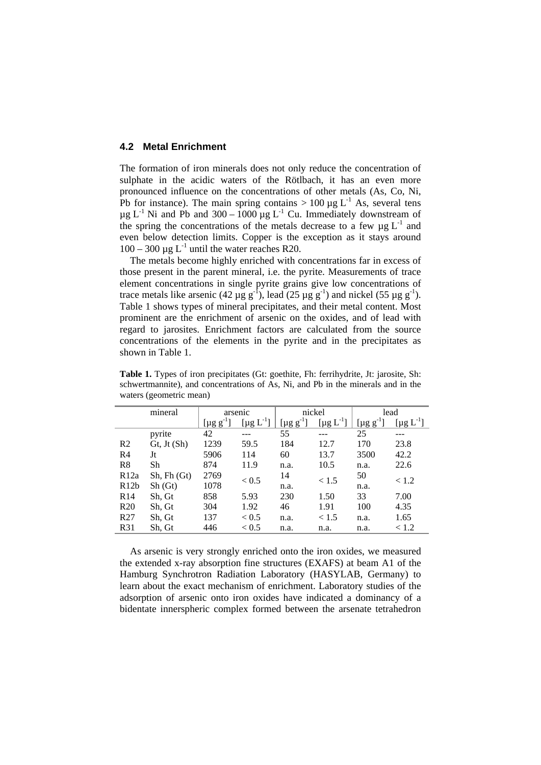### 4.2 Metal Enrichment

The formation of iron minerals does not only reduce the concentration of sulphate in the acidic waters of the Rötlbach, it has an even more pronounced influence on the concentrations of other metals (As, Co, Ni, Pb for instance). The main spring contains > 100 $\mu g\ L^{-1}$ As, several tens $\mu g\ L^{-1}$ Ni and Pb and 300 – 1000 $\mu g\ L^{-1}$ Cu. Immediately downstream of the spring the concentrations of the metals decrease to a few $\mu g\ L^{-1}$ and even below detection limits. Copper is the exception as it stays around 100 – 300 $\mu g\ L^{-1}$ until the water reaches R20.

The metals become highly enriched with concentrations far in excess of those present in the parent mineral, i.e. the pyrite. Measurements of trace element concentrations in single pyrite grains give low concentrations of trace metals like arsenic (42 $\mu g\ g^{-1}$), lead (25 $\mu g\ g^{-1}$) and nickel (55 $\mu g\ g^{-1}$). Table 1 shows types of mineral precipitates, and their metal content. Most prominent are the enrichment of arsenic on the oxides, and of lead with regard to jarosites. Enrichment factors are calculated from the source concentrations of the elements in the pyrite and in the precipitates as shown in Table 1.

**Table 1.** Types of iron precipitates (Gt: goethite, Fh: ferrihydrite, Jt: jarosite, Sh: schwertmannite), and concentrations of As, Ni, and Pb in the minerals and in the waters (geometric mean)

| | mineral | arsenic | | nickel | | lead | |
|---|---|---|---|---|---|---|---|
| | | [$\mu g\ g^{-1}$] | [$\mu g\ L^{-1}$] | [$\mu g\ g^{-1}$] | [$\mu g\ L^{-1}$] | [$\mu g\ g^{-1}$] | [$\mu g\ L^{-1}$] |
| | pyrite | 42 | --- | 55 | --- | 25 | --- |
| R2 | Gt, Jt (Sh) | 1239 | 59.5 | 184 | 12.7 | 170 | 23.8 |
| R4 | Jt | 5906 | 114 | 60 | 13.7 | 3500 | 42.2 |
| R8 | Sh | 874 | 11.9 | n.a. | 10.5 | n.a. | 22.6 |
| R12a | Sh, Fh (Gt) | 2769 | < 0.5 | 14 | < 1.5 | 50 | < 1.2 |
| R12b | Sh (Gt) | 1078 | | n.a. | | n.a. | |
| R14 | Sh, Gt | 858 | 5.93 | 230 | 1.50 | 33 | 7.00 |
| R20 | Sh, Gt | 304 | 1.92 | 46 | 1.91 | 100 | 4.35 |
| R27 | Sh, Gt | 137 | < 0.5 | n.a. | < 1.5 | n.a. | 1.65 |
| R31 | Sh, Gt | 446 | < 0.5 | n.a. | n.a. | n.a. | < 1.2 |

As arsenic is very strongly enriched onto the iron oxides, we measured the extended x-ray absorption fine structures (EXAFS) at beam A1 of the Hamburg Synchrotron Radiation Laboratory (HASYLAB, Germany) to learn about the exact mechanism of enrichment. Laboratory studies of the adsorption of arsenic onto iron oxides have indicated a dominancy of a bidentate innerspheric complex formed between the arsenate tetrahedron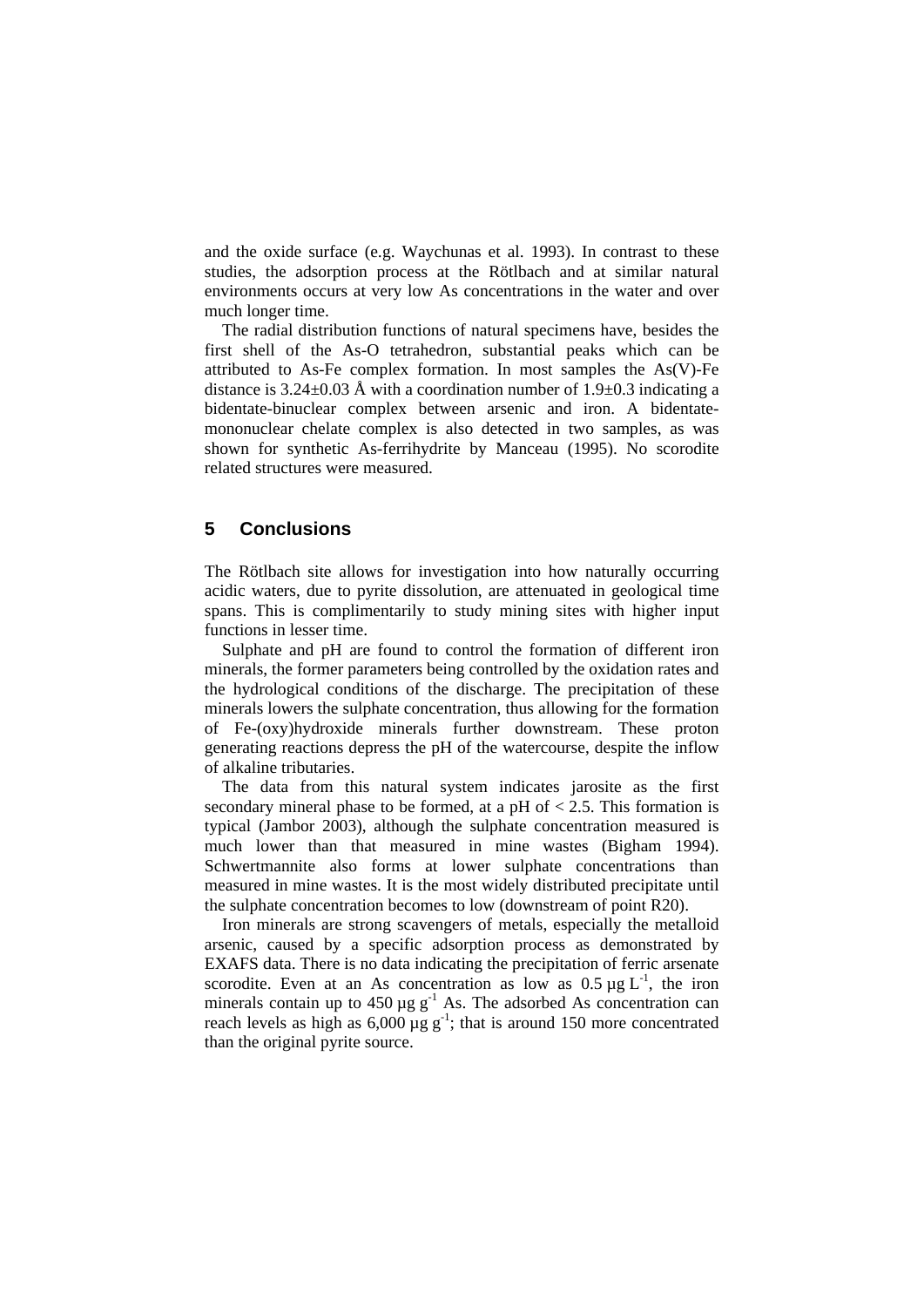and the oxide surface (e.g. Waychunas et al. 1993). In contrast to these studies, the adsorption process at the Rötlbach and at similar natural environments occurs at very low As concentrations in the water and over much longer time.

The radial distribution functions of natural specimens have, besides the first shell of the As-O tetrahedron, substantial peaks which can be attributed to As-Fe complex formation. In most samples the As(V)-Fe distance is 3.24±0.03 Å with a coordination number of 1.9±0.3 indicating a bidentate-binuclear complex between arsenic and iron. A bidentate-mononuclear chelate complex is also detected in two samples, as was shown for synthetic As-ferrihydrite by Manceau (1995). No scorodite related structures were measured.

## 5 Conclusions

The Rötlbach site allows for investigation into how naturally occurring acidic waters, due to pyrite dissolution, are attenuated in geological time spans. This is complimentarily to study mining sites with higher input functions in lesser time.

Sulphate and pH are found to control the formation of different iron minerals, the former parameters being controlled by the oxidation rates and the hydrological conditions of the discharge. The precipitation of these minerals lowers the sulphate concentration, thus allowing for the formation of Fe-(oxy)hydroxide minerals further downstream. These proton generating reactions depress the pH of the watercourse, despite the inflow of alkaline tributaries.

The data from this natural system indicates jarosite as the first secondary mineral phase to be formed, at a pH of < 2.5. This formation is typical (Jambor 2003), although the sulphate concentration measured is much lower than that measured in mine wastes (Bigham 1994). Schwertmannite also forms at lower sulphate concentrations than measured in mine wastes. It is the most widely distributed precipitate until the sulphate concentration becomes to low (downstream of point R20).

Iron minerals are strong scavengers of metals, especially the metalloid arsenic, caused by a specific adsorption process as demonstrated by EXAFS data. There is no data indicating the precipitation of ferric arsenate scorodite. Even at an As concentration as low as 0.5 µg $L^{-1}$, the iron minerals contain up to 450 µg $g^{-1}$ As. The adsorbed As concentration can reach levels as high as 6,000 µg $g^{-1}$; that is around 150 more concentrated than the original pyrite source.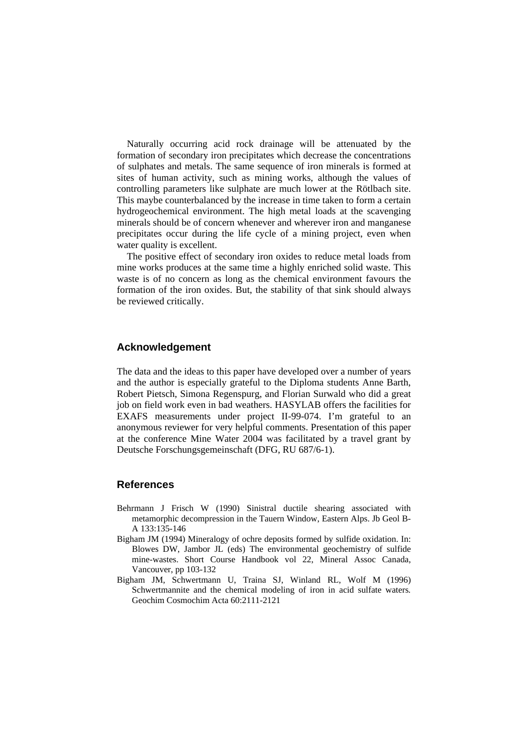Naturally occurring acid rock drainage will be attenuated by the formation of secondary iron precipitates which decrease the concentrations of sulphates and metals. The same sequence of iron minerals is formed at sites of human activity, such as mining works, although the values of controlling parameters like sulphate are much lower at the Rötlbach site. This maybe counterbalanced by the increase in time taken to form a certain hydrogeochemical environment. The high metal loads at the scavenging minerals should be of concern whenever and wherever iron and manganese precipitates occur during the life cycle of a mining project, even when water quality is excellent.

The positive effect of secondary iron oxides to reduce metal loads from mine works produces at the same time a highly enriched solid waste. This waste is of no concern as long as the chemical environment favours the formation of the iron oxides. But, the stability of that sink should always be reviewed critically.

## Acknowledgement

The data and the ideas to this paper have developed over a number of years and the author is especially grateful to the Diploma students Anne Barth, Robert Pietsch, Simona Regenspurg, and Florian Surwald who did a great job on field work even in bad weathers. HASYLAB offers the facilities for EXAFS measurements under project II-99-074. I'm grateful to an anonymous reviewer for very helpful comments. Presentation of this paper at the conference Mine Water 2004 was facilitated by a travel grant by Deutsche Forschungsgemeinschaft (DFG, RU 687/6-1).

## References

Behrmann J Frisch W (1990) Sinistral ductile shearing associated with metamorphic decompression in the Tauern Window, Eastern Alps. Jb Geol B-A 133:135-146

Bigham JM (1994) Mineralogy of ochre deposits formed by sulfide oxidation. In: Blowes DW, Jambor JL (eds) The environmental geochemistry of sulfide mine-wastes. Short Course Handbook vol 22, Mineral Assoc Canada, Vancouver, pp 103-132

Bigham JM, Schwertmann U, Traina SJ, Winland RL, Wolf M (1996) Schwertmannite and the chemical modeling of iron in acid sulfate waters. Geochim Cosmochim Acta 60:2111-2121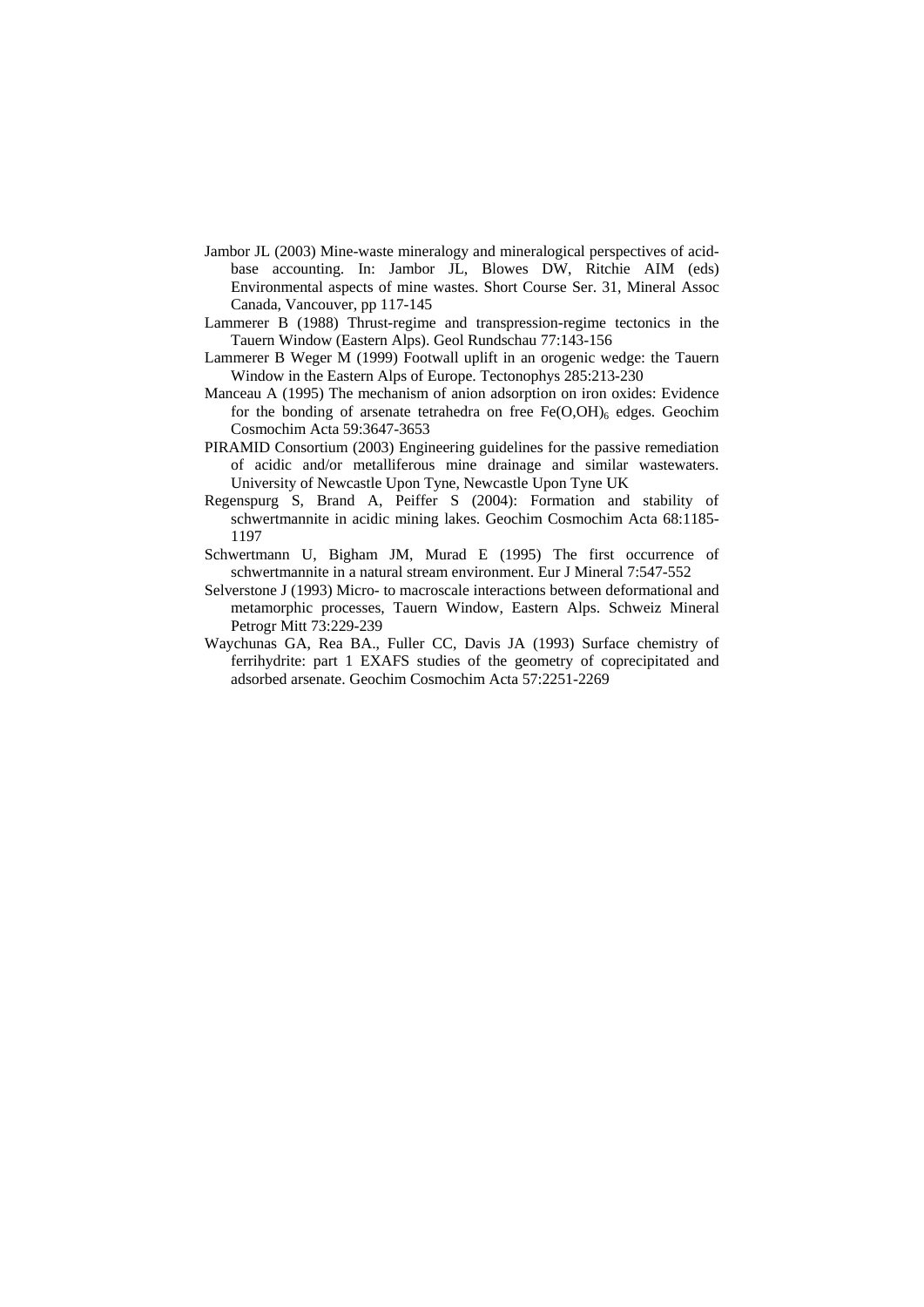Jambor JL (2003) Mine-waste mineralogy and mineralogical perspectives of acid-base accounting. In: Jambor JL, Blowes DW, Ritchie AIM (eds) Environmental aspects of mine wastes. Short Course Ser. 31, Mineral Assoc Canada, Vancouver, pp 117-145

Lammerer B (1988) Thrust-regime and transpression-regime tectonics in the Tauern Window (Eastern Alps). Geol Rundschau 77:143-156

Lammerer B Weger M (1999) Footwall uplift in an orogenic wedge: the Tauern Window in the Eastern Alps of Europe. Tectonophys 285:213-230

Manceau A (1995) The mechanism of anion adsorption on iron oxides: Evidence for the bonding of arsenate tetrahedra on free $Fe(O,OH)_6$ edges. Geochim Cosmochim Acta 59:3647-3653

PIRAMID Consortium (2003) Engineering guidelines for the passive remediation of acidic and/or metalliferous mine drainage and similar wastewaters. University of Newcastle Upon Tyne, Newcastle Upon Tyne UK

Regenspurg S, Brand A, Peiffer S (2004): Formation and stability of schwertmannite in acidic mining lakes. Geochim Cosmochim Acta 68:1185-1197

Schwertmann U, Bigham JM, Murad E (1995) The first occurrence of schwertmannite in a natural stream environment. Eur J Mineral 7:547-552

Selverstone J (1993) Micro- to macroscale interactions between deformational and metamorphic processes, Tauern Window, Eastern Alps. Schweiz Mineral Petrogr Mitt 73:229-239

Waychunas GA, Rea BA., Fuller CC, Davis JA (1993) Surface chemistry of ferrihydrite: part 1 EXAFS studies of the geometry of coprecipitated and adsorbed arsenate. Geochim Cosmochim Acta 57:2251-2269